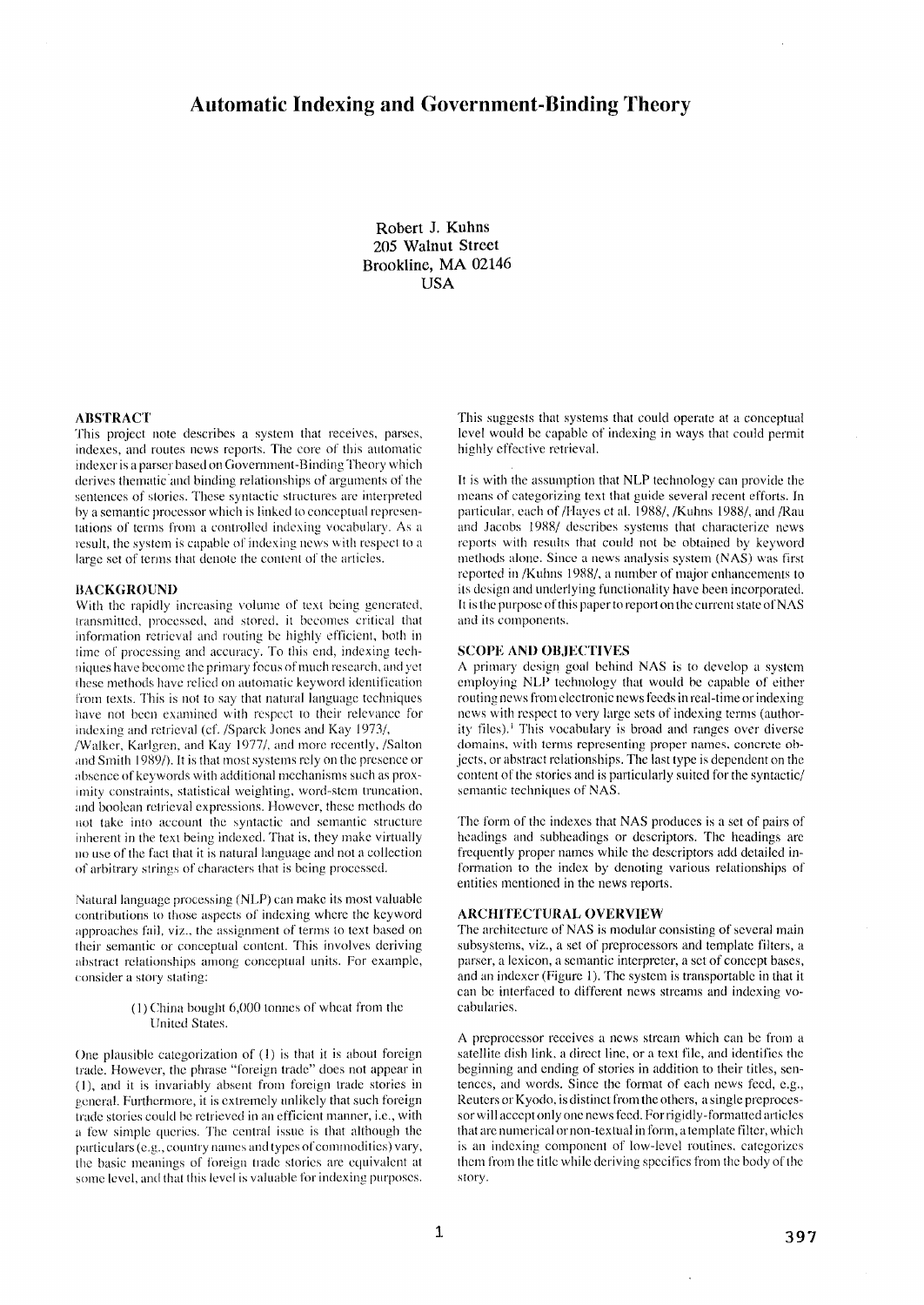# Automatic Indexing and Government-Binding Theory

Robert J. Kuhns
205 Walnut Street
Brookline, MA 02146
USA

## ABSTRACT

This project note describes a system that receives, parses, indexes, and routes news reports. The core of this automatic indexer is a parser based on Government-Binding Theory which derives thematic and binding relationships of arguments of the sentences of stories. These syntactic structures are interpreted by a semantic processor which is linked to conceptual representations of terms from a controlled indexing vocabulary. As a result, the system is capable of indexing news with respect to a large set of terms that denote the content of the articles.

## BACKGROUND

With the rapidly increasing volume of text being generated, transmitted, processed, and stored, it becomes critical that information retrieval and routing be highly efficient, both in time of processing and accuracy. To this end, indexing techniques have become the primary focus of much research, and yet these methods have relied on automatic keyword identification from texts. This is not to say that natural language techniques have not been examined with respect to their relevance for indexing and retrieval (cf. /Sparck Jones and Kay 1973/, /Walker, Karlgren, and Kay 1977/, and more recently, /Salton and Smith 1989/). It is that most systems rely on the presence or absence of keywords with additional mechanisms such as proximity constraints, statistical weighting, word-stem truncation, and boolean retrieval expressions. However, these methods do not take into account the syntactic and semantic structure inherent in the text being indexed. That is, they make virtually no use of the fact that it is natural language and not a collection of arbitrary strings of characters that is being processed.

Natural language processing (NLP) can make its most valuable contributions to those aspects of indexing where the keyword approaches fail, viz., the assignment of terms to text based on their semantic or conceptual content. This involves deriving abstract relationships among conceptual units. For example, consider a story stating:

> (1) China bought 6,000 tonnes of wheat from the United States.

One plausible categorization of (1) is that it is about foreign trade. However, the phrase "foreign trade" does not appear in (1), and it is invariably absent from foreign trade stories in general. Furthermore, it is extremely unlikely that such foreign trade stories could be retrieved in an efficient manner, i.e., with a few simple queries. The central issue is that although the particulars (e.g., country names and types of commodities) vary, the basic meanings of foreign trade stories are equivalent at some level, and that this level is valuable for indexing purposes. This suggests that systems that could operate at a conceptual level would be capable of indexing in ways that could permit highly effective retrieval.

It is with the assumption that NLP technology can provide the means of categorizing text that guide several recent efforts. In particular, each of /Hayes et al. 1988/, /Kuhns 1988/, and /Rau and Jacobs 1988/ describes systems that characterize news reports with results that could not be obtained by keyword methods alone. Since a news analysis system (NAS) was first reported in /Kuhns 1988/, a number of major enhancements to its design and underlying functionality have been incorporated. It is the purpose of this paper to report on the current state of NAS and its components.

## SCOPE AND OBJECTIVES

A primary design goal behind NAS is to develop a system employing NLP technology that would be capable of either routing news from electronic news feeds in real-time or indexing news with respect to very large sets of indexing terms (authority files).[1] This vocabulary is broad and ranges over diverse domains, with terms representing proper names, concrete objects, or abstract relationships. The last type is dependent on the content of the stories and is particularly suited for the syntactic/semantic techniques of NAS.

The form of the indexes that NAS produces is a set of pairs of headings and subheadings or descriptors. The headings are frequently proper names while the descriptors add detailed information to the index by denoting various relationships of entities mentioned in the news reports.

## ARCHITECTURAL OVERVIEW

The architecture of NAS is modular consisting of several main subsystems, viz., a set of preprocessors and template filters, a parser, a lexicon, a semantic interpreter, a set of concept bases, and an indexer (Figure 1). The system is transportable in that it can be interfaced to different news streams and indexing vocabularies.

A preprocessor receives a news stream which can be from a satellite dish link, a direct line, or a text file, and identifies the beginning and ending of stories in addition to their titles, sentences, and words. Since the format of each news feed, e.g., Reuters or Kyodo, is distinct from the others, a single preprocessor will accept only one news feed. For rigidly-formatted articles that are numerical or non-textual in form, a template filter, which is an indexing component of low-level routines, categorizes them from the title while deriving specifics from the body of the story.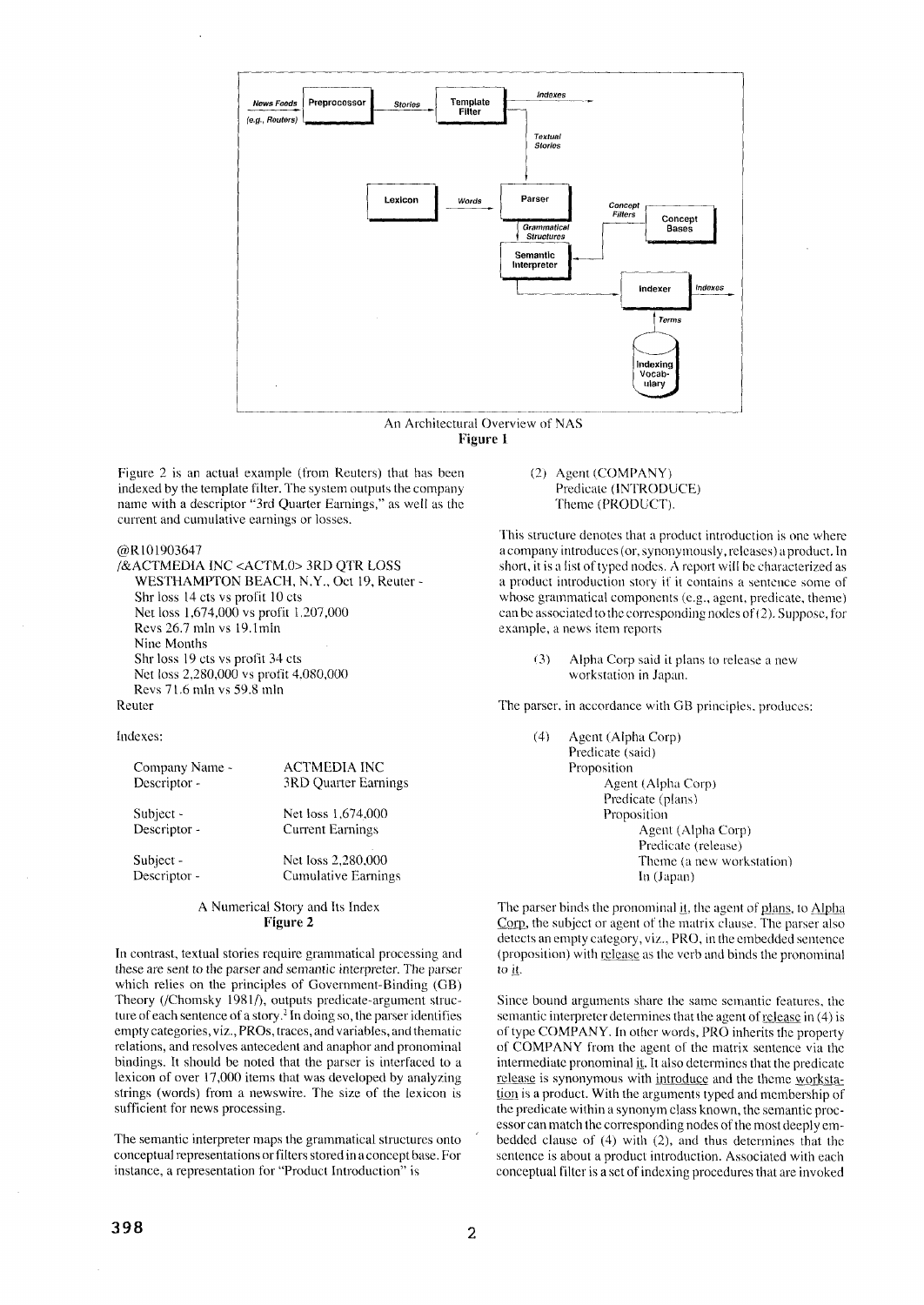News Feeds (e.g., Reuters) → Preprocessor → Stories → Template Filter → Indexes

Template Filter → Textual Stories → Parser

Lexicon → Words → Parser

Parser → Grammatical Structures → Semantic Interpreter

Concept Bases → Concept Filters → Semantic Interpreter

Semantic Interpreter → Indexer → Indexes

Indexer — Terms — Indexing Vocabulary

An Architectural Overview of NAS
**Figure 1**

Figure 2 is an actual example (from Reuters) that has been indexed by the template filter. The system outputs the company name with a descriptor "3rd Quarter Earnings," as well as the current and cumulative earnings or losses.

```
@R101903647
/&ACTMEDIA INC <ACTM.0> 3RD QTR LOSS
   WESTHAMPTON BEACH, N.Y., Oct 19, Reuter -
   Shr loss 14 cts vs profit 10 cts
   Net loss 1,674,000 vs profit 1,207,000
   Revs 26.7 mln vs 19.1mln
   Nine Months
   Shr loss 19 cts vs profit 34 cts
   Net loss 2,280,000 vs profit 4,080,000
   Revs 71.6 mln vs 59.8 mln
Reuter
```

Indexes:

| | |
|---|---|
| Company Name - | ACTMEDIA INC |
| Descriptor - | 3RD Quarter Earnings |
| Subject - | Net loss 1,674,000 |
| Descriptor - | Current Earnings |
| Subject - | Net loss 2,280,000 |
| Descriptor - | Cumulative Earnings |

A Numerical Story and Its Index
**Figure 2**

In contrast, textual stories require grammatical processing and these are sent to the parser and semantic interpreter. The parser which relies on the principles of Government-Binding (GB) Theory (/Chomsky 1981/), outputs predicate-argument structure of each sentence of a story.[2] In doing so, the parser identifies empty categories, viz., PROs, traces, and variables, and thematic relations, and resolves antecedent and anaphor and pronominal bindings. It should be noted that the parser is interfaced to a lexicon of over 17,000 items that was developed by analyzing strings (words) from a newswire. The size of the lexicon is sufficient for news processing.

The semantic interpreter maps the grammatical structures onto conceptual representations or filters stored in a concept base. For instance, a representation for "Product Introduction" is

(2) Agent (COMPANY)
    Predicate (INTRODUCE)
    Theme (PRODUCT).

This structure denotes that a product introduction is one where a company introduces (or, synonymously, releases) a product. In short, it is a list of typed nodes. A report will be characterized as a product introduction story if it contains a sentence some of whose grammatical components (e.g., agent, predicate, theme) can be associated to the corresponding nodes of (2). Suppose, for example, a news item reports

(3) Alpha Corp said it plans to release a new workstation in Japan.

The parser, in accordance with GB principles, produces:

```
(4) Agent (Alpha Corp)
    Predicate (said)
    Proposition
        Agent (Alpha Corp)
        Predicate (plans)
        Proposition
            Agent (Alpha Corp)
            Predicate (release)
            Theme (a new workstation)
            In (Japan)
```

The parser binds the pronominal it, the agent of plans, to Alpha Corp, the subject or agent of the matrix clause. The parser also detects an empty category, viz., PRO, in the embedded sentence (proposition) with release as the verb and binds the pronominal to it.

Since bound arguments share the same semantic features, the semantic interpreter determines that the agent of release in (4) is of type COMPANY. In other words, PRO inherits the property of COMPANY from the agent of the matrix sentence via the intermediate pronominal it. It also determines that the predicate release is synonymous with introduce and the theme workstation is a product. With the arguments typed and membership of the predicate within a synonym class known, the semantic processor can match the corresponding nodes of the most deeply embedded clause of (4) with (2), and thus determines that the sentence is about a product introduction. Associated with each conceptual filter is a set of indexing procedures that are invoked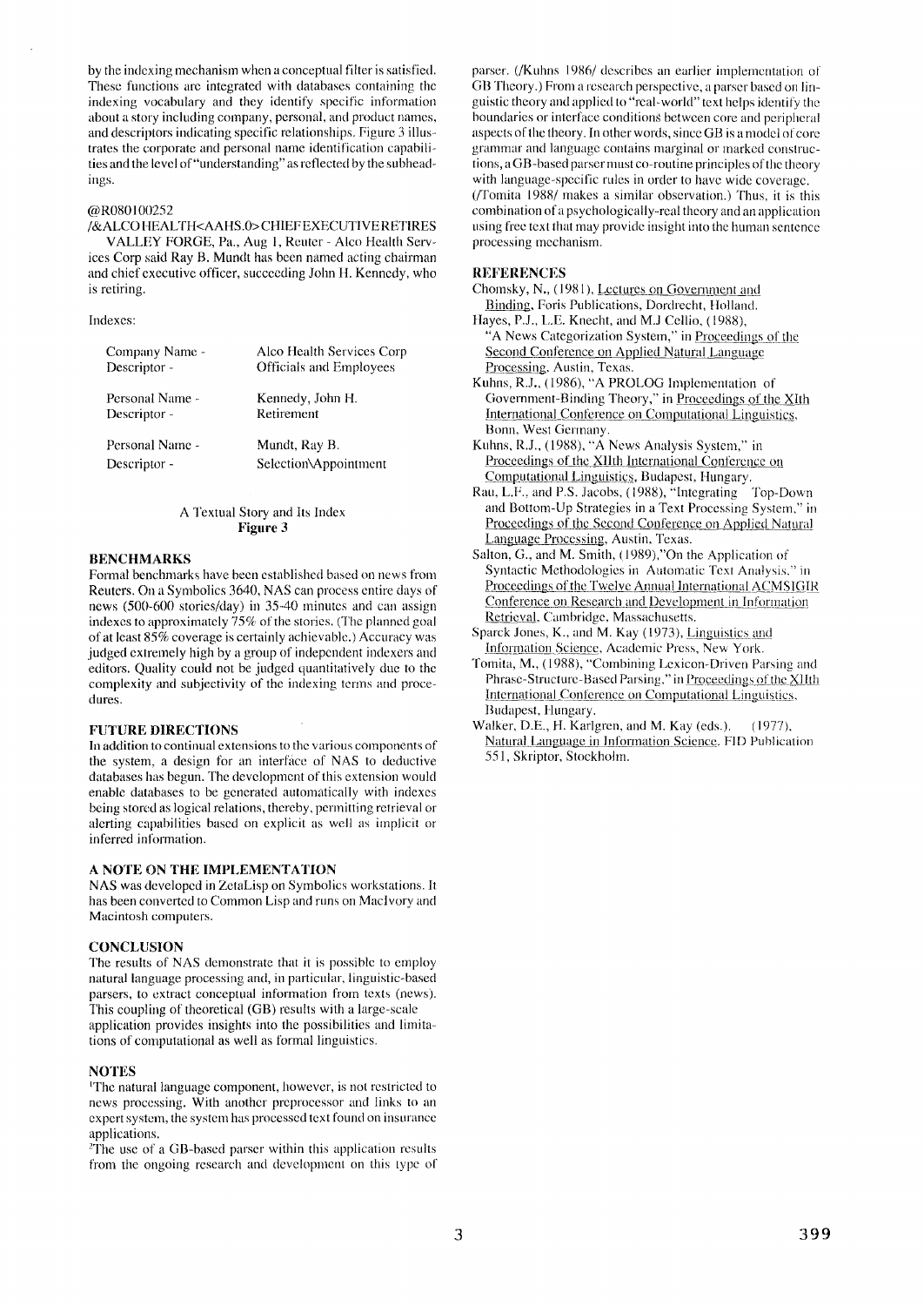by the indexing mechanism when a conceptual filter is satisfied. These functions are integrated with databases containing the indexing vocabulary and they identify specific information about a story including company, personal, and product names, and descriptors indicating specific relationships. Figure 3 illustrates the corporate and personal name identification capabilities and the level of "understanding" as reflected by the subheadings.

@R080100252

/&ALCOHEALTH<AAHS.0>CHIEFEXECUTIVERETIRES

VALLEY FORGE, Pa., Aug 1, Reuter - Alco Health Services Corp said Ray B. Mundt has been named acting chairman and chief executive officer, succeeding John H. Kennedy, who is retiring.

Indexes:

| | |
|---|---|
| Company Name - | Alco Health Services Corp |
| Descriptor - | Officials and Employees |
| Personal Name - | Kennedy, John H. |
| Descriptor - | Retirement |
| Personal Name - | Mundt, Ray B. |
| Descriptor - | Selection\Appointment |

A Textual Story and Its Index
**Figure 3**

## BENCHMARKS

Formal benchmarks have been established based on news from Reuters. On a Symbolics 3640, NAS can process entire days of news (500-600 stories/day) in 35-40 minutes and can assign indexes to approximately 75% of the stories. (The planned goal of at least 85% coverage is certainly achievable.) Accuracy was judged extremely high by a group of independent indexers and editors. Quality could not be judged quantitatively due to the complexity and subjectivity of the indexing terms and procedures.

## FUTURE DIRECTIONS

In addition to continual extensions to the various components of the system, a design for an interface of NAS to deductive databases has begun. The development of this extension would enable databases to be generated automatically with indexes being stored as logical relations, thereby, permitting retrieval or alerting capabilities based on explicit as well as implicit or inferred information.

## A NOTE ON THE IMPLEMENTATION

NAS was developed in ZetaLisp on Symbolics workstations. It has been converted to Common Lisp and runs on MacIvory and Macintosh computers.

## CONCLUSION

The results of NAS demonstrate that it is possible to employ natural language processing and, in particular, linguistic-based parsers, to extract conceptual information from texts (news). This coupling of theoretical (GB) results with a large-scale application provides insights into the possibilities and limitations of computational as well as formal linguistics.

## NOTES

[1]The natural language component, however, is not restricted to news processing. With another preprocessor and links to an expert system, the system has processed text found on insurance applications.

[2]The use of a GB-based parser within this application results from the ongoing research and development on this type of parser. (/Kuhns 1986/ describes an earlier implementation of GB Theory.) From a research perspective, a parser based on linguistic theory and applied to "real-world" text helps identify the boundaries or interface conditions between core and peripheral aspects of the theory. In other words, since GB is a model of core grammar and language contains marginal or marked constructions, a GB-based parser must co-routine principles of the theory with language-specific rules in order to have wide coverage. (/Tomita 1988/ makes a similar observation.) Thus, it is this combination of a psychologically-real theory and an application using free text that may provide insight into the human sentence processing mechanism.

## REFERENCES

Chomsky, N., (1981), Lectures on Government and Binding, Foris Publications, Dordrecht, Holland.

Hayes, P.J., L.E. Knecht, and M.J Cellio, (1988), "A News Categorization System," in Proceedings of the Second Conference on Applied Natural Language Processing, Austin, Texas.

Kuhns, R.J., (1986), "A PROLOG Implementation of Government-Binding Theory," in Proceedings of the XIth International Conference on Computational Linguistics, Bonn, West Germany.

Kuhns, R.J., (1988), "A News Analysis System," in Proceedings of the XIIth International Conference on Computational Linguistics, Budapest, Hungary.

Rau, L.F., and P.S. Jacobs, (1988), "Integrating Top-Down and Bottom-Up Strategies in a Text Processing System," in Proceedings of the Second Conference on Applied Natural Language Processing, Austin, Texas.

Salton, G., and M. Smith, (1989),"On the Application of Syntactic Methodologies in Automatic Text Analysis," in Proceedings of the Twelve Annual International ACMSIGIR Conference on Research and Development in Information Retrieval, Cambridge, Massachusetts.

Sparck Jones, K., and M. Kay (1973), Linguistics and Information Science, Academic Press, New York.

Tomita, M., (1988), "Combining Lexicon-Driven Parsing and Phrase-Structure-Based Parsing," in Proceedings of the XIIth International Conference on Computational Linguistics, Budapest, Hungary.

Walker, D.E., H. Karlgren, and M. Kay (eds.), (1977), Natural Language in Information Science, FID Publication 551, Skriptor, Stockholm.